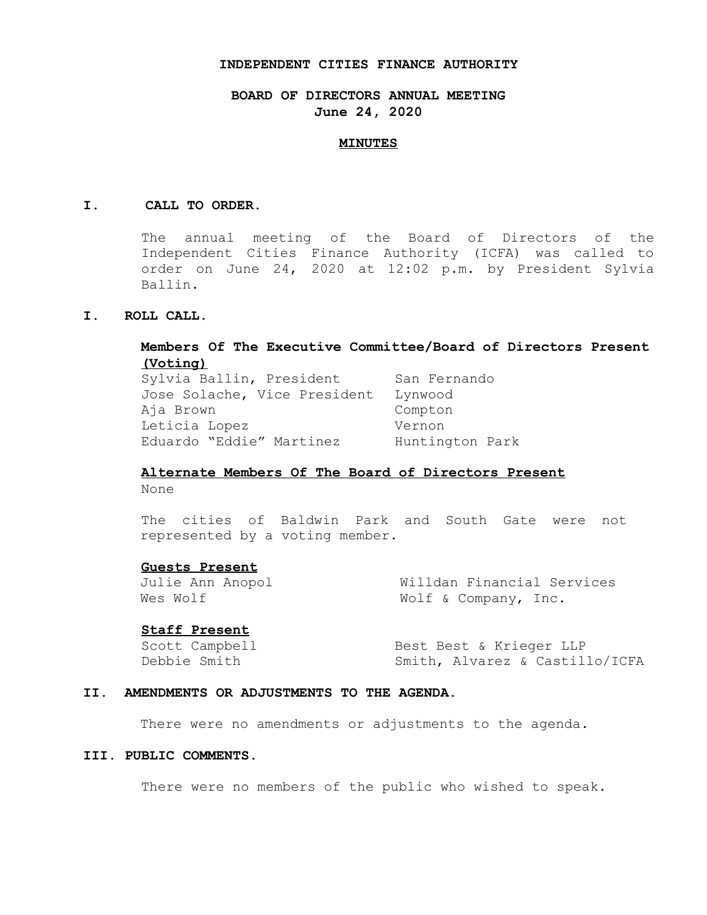# INDEPENDENT CITIES FINANCE AUTHORITY

## BOARD OF DIRECTORS ANNUAL MEETING
## June 24, 2020

### MINUTES

**I. CALL TO ORDER.**

The annual meeting of the Board of Directors of the Independent Cities Finance Authority (ICFA) was called to order on June 24, 2020 at 12:02 p.m. by President Sylvia Ballin.

**I. ROLL CALL.**

**Members Of The Executive Committee/Board of Directors Present (Voting)**

| | |
|---|---|
| Sylvia Ballin, President | San Fernando |
| Jose Solache, Vice President | Lynwood |
| Aja Brown | Compton |
| Leticia Lopez | Vernon |
| Eduardo "Eddie" Martinez | Huntington Park |

**Alternate Members Of The Board of Directors Present**

None

The cities of Baldwin Park and South Gate were not represented by a voting member.

**Guests Present**

| | |
|---|---|
| Julie Ann Anopol | Willdan Financial Services |
| Wes Wolf | Wolf & Company, Inc. |

**Staff Present**

| | |
|---|---|
| Scott Campbell | Best Best & Krieger LLP |
| Debbie Smith | Smith, Alvarez & Castillo/ICFA |

**II. AMENDMENTS OR ADJUSTMENTS TO THE AGENDA.**

There were no amendments or adjustments to the agenda.

**III. PUBLIC COMMENTS.**

There were no members of the public who wished to speak.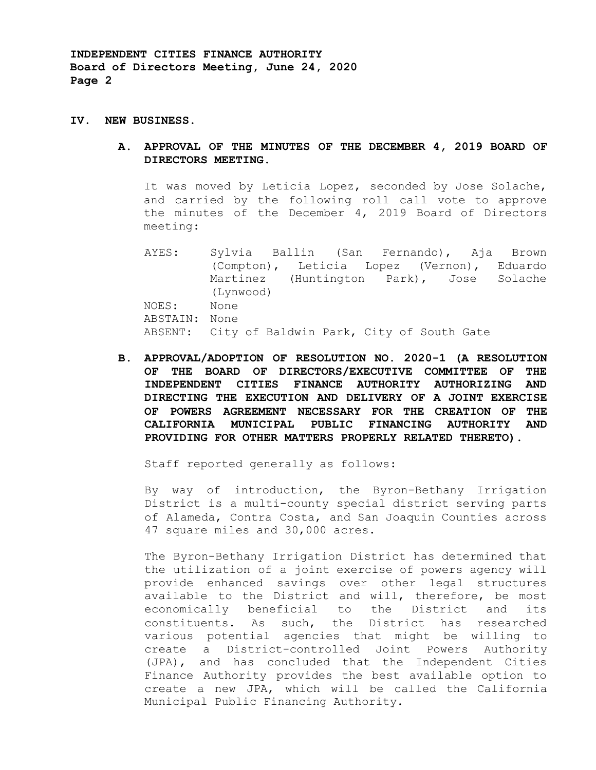## IV. NEW BUSINESS.

### A. APPROVAL OF THE MINUTES OF THE DECEMBER 4, 2019 BOARD OF DIRECTORS MEETING.

It was moved by Leticia Lopez, seconded by Jose Solache, and carried by the following roll call vote to approve the minutes of the December 4, 2019 Board of Directors meeting:

AYES: Sylvia Ballin (San Fernando), Aja Brown (Compton), Leticia Lopez (Vernon), Eduardo Martinez (Huntington Park), Jose Solache (Lynwood)
NOES: None
ABSTAIN: None
ABSENT: City of Baldwin Park, City of South Gate

### B. APPROVAL/ADOPTION OF RESOLUTION NO. 2020-1 (A RESOLUTION OF THE BOARD OF DIRECTORS/EXECUTIVE COMMITTEE OF THE INDEPENDENT CITIES FINANCE AUTHORITY AUTHORIZING AND DIRECTING THE EXECUTION AND DELIVERY OF A JOINT EXERCISE OF POWERS AGREEMENT NECESSARY FOR THE CREATION OF THE CALIFORNIA MUNICIPAL PUBLIC FINANCING AUTHORITY AND PROVIDING FOR OTHER MATTERS PROPERLY RELATED THERETO).

Staff reported generally as follows:

By way of introduction, the Byron-Bethany Irrigation District is a multi-county special district serving parts of Alameda, Contra Costa, and San Joaquin Counties across 47 square miles and 30,000 acres.

The Byron-Bethany Irrigation District has determined that the utilization of a joint exercise of powers agency will provide enhanced savings over other legal structures available to the District and will, therefore, be most economically beneficial to the District and its constituents. As such, the District has researched various potential agencies that might be willing to create a District-controlled Joint Powers Authority (JPA), and has concluded that the Independent Cities Finance Authority provides the best available option to create a new JPA, which will be called the California Municipal Public Financing Authority.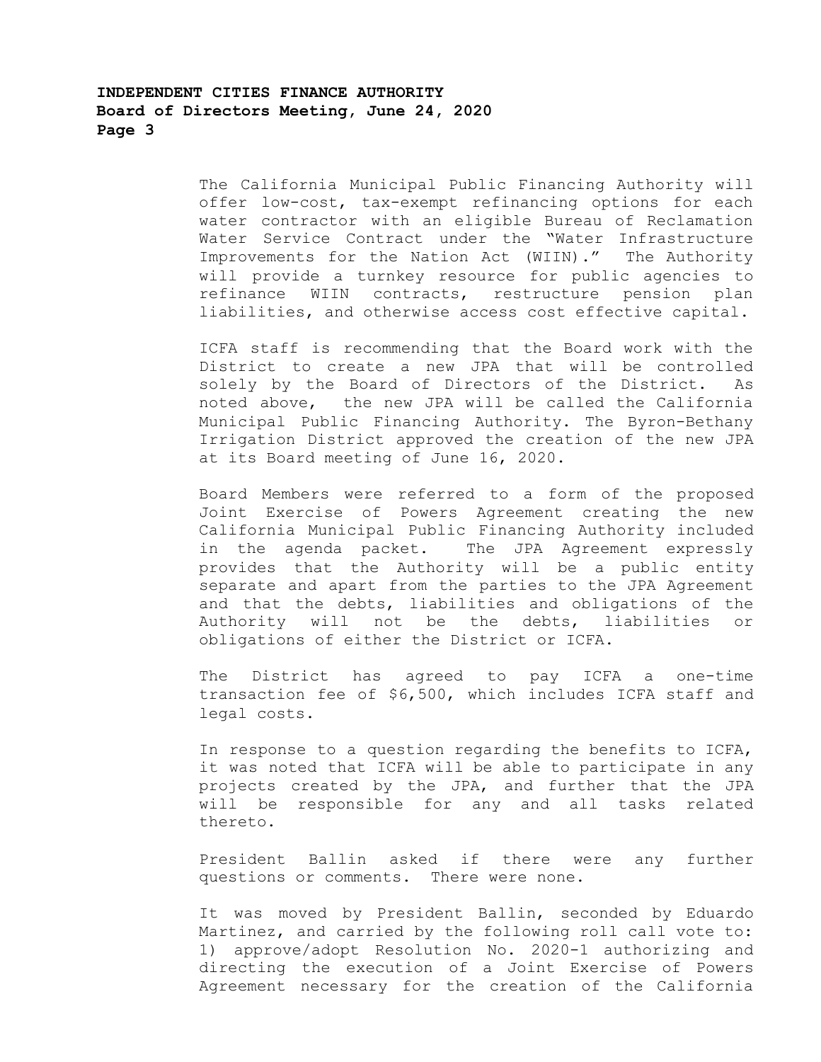The California Municipal Public Financing Authority will offer low-cost, tax-exempt refinancing options for each water contractor with an eligible Bureau of Reclamation Water Service Contract under the "Water Infrastructure Improvements for the Nation Act (WIIN)." The Authority will provide a turnkey resource for public agencies to refinance WIIN contracts, restructure pension plan liabilities, and otherwise access cost effective capital.

ICFA staff is recommending that the Board work with the District to create a new JPA that will be controlled solely by the Board of Directors of the District. As noted above, the new JPA will be called the California Municipal Public Financing Authority. The Byron-Bethany Irrigation District approved the creation of the new JPA at its Board meeting of June 16, 2020.

Board Members were referred to a form of the proposed Joint Exercise of Powers Agreement creating the new California Municipal Public Financing Authority included in the agenda packet. The JPA Agreement expressly provides that the Authority will be a public entity separate and apart from the parties to the JPA Agreement and that the debts, liabilities and obligations of the Authority will not be the debts, liabilities or obligations of either the District or ICFA.

The District has agreed to pay ICFA a one-time transaction fee of $6,500, which includes ICFA staff and legal costs.

In response to a question regarding the benefits to ICFA, it was noted that ICFA will be able to participate in any projects created by the JPA, and further that the JPA will be responsible for any and all tasks related thereto.

President Ballin asked if there were any further questions or comments. There were none.

It was moved by President Ballin, seconded by Eduardo Martinez, and carried by the following roll call vote to: 1) approve/adopt Resolution No. 2020-1 authorizing and directing the execution of a Joint Exercise of Powers Agreement necessary for the creation of the California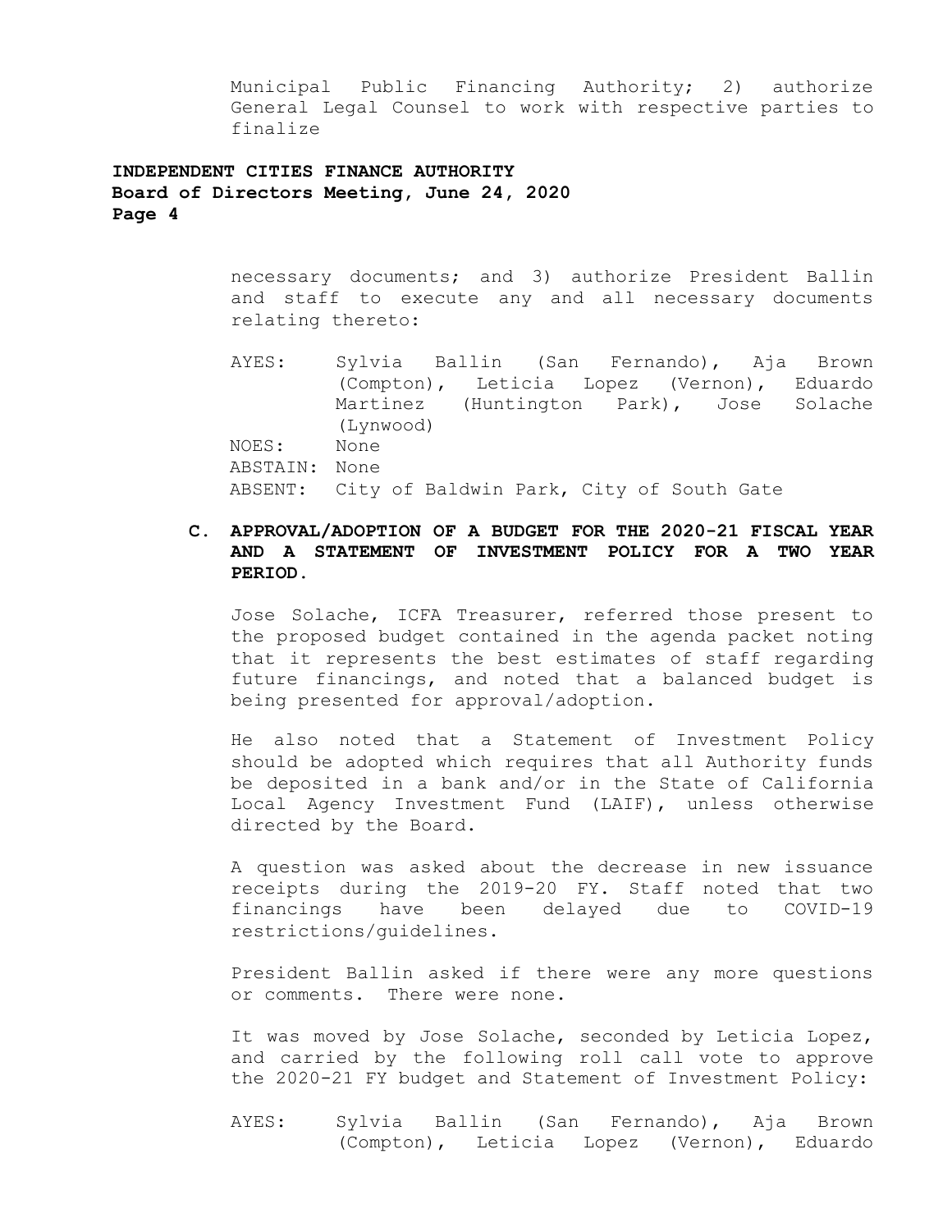Municipal Public Financing Authority; 2) authorize General Legal Counsel to work with respective parties to finalize

necessary documents; and 3) authorize President Ballin and staff to execute any and all necessary documents relating thereto:

AYES: Sylvia Ballin (San Fernando), Aja Brown (Compton), Leticia Lopez (Vernon), Eduardo Martinez (Huntington Park), Jose Solache (Lynwood)
NOES: None
ABSTAIN: None
ABSENT: City of Baldwin Park, City of South Gate

**C. APPROVAL/ADOPTION OF A BUDGET FOR THE 2020-21 FISCAL YEAR AND A STATEMENT OF INVESTMENT POLICY FOR A TWO YEAR PERIOD.**

Jose Solache, ICFA Treasurer, referred those present to the proposed budget contained in the agenda packet noting that it represents the best estimates of staff regarding future financings, and noted that a balanced budget is being presented for approval/adoption.

He also noted that a Statement of Investment Policy should be adopted which requires that all Authority funds be deposited in a bank and/or in the State of California Local Agency Investment Fund (LAIF), unless otherwise directed by the Board.

A question was asked about the decrease in new issuance receipts during the 2019-20 FY. Staff noted that two financings have been delayed due to COVID-19 restrictions/guidelines.

President Ballin asked if there were any more questions or comments. There were none.

It was moved by Jose Solache, seconded by Leticia Lopez, and carried by the following roll call vote to approve the 2020-21 FY budget and Statement of Investment Policy:

AYES: Sylvia Ballin (San Fernando), Aja Brown (Compton), Leticia Lopez (Vernon), Eduardo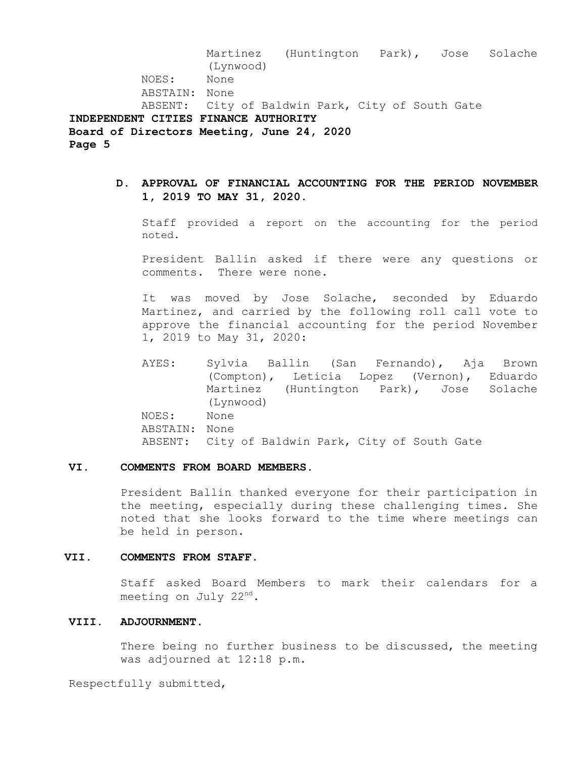Martinez (Huntington Park), Jose Solache (Lynwood)
NOES: None
ABSTAIN: None
ABSENT: City of Baldwin Park, City of South Gate

**D. APPROVAL OF FINANCIAL ACCOUNTING FOR THE PERIOD NOVEMBER 1, 2019 TO MAY 31, 2020.**

Staff provided a report on the accounting for the period noted.

President Ballin asked if there were any questions or comments. There were none.

It was moved by Jose Solache, seconded by Eduardo Martinez, and carried by the following roll call vote to approve the financial accounting for the period November 1, 2019 to May 31, 2020:

AYES: Sylvia Ballin (San Fernando), Aja Brown (Compton), Leticia Lopez (Vernon), Eduardo Martinez (Huntington Park), Jose Solache (Lynwood)
NOES: None
ABSTAIN: None
ABSENT: City of Baldwin Park, City of South Gate

## VI. COMMENTS FROM BOARD MEMBERS.

President Ballin thanked everyone for their participation in the meeting, especially during these challenging times. She noted that she looks forward to the time where meetings can be held in person.

## VII. COMMENTS FROM STAFF.

Staff asked Board Members to mark their calendars for a meeting on July 22nd.

## VIII. ADJOURNMENT.

There being no further business to be discussed, the meeting was adjourned at 12:18 p.m.

Respectfully submitted,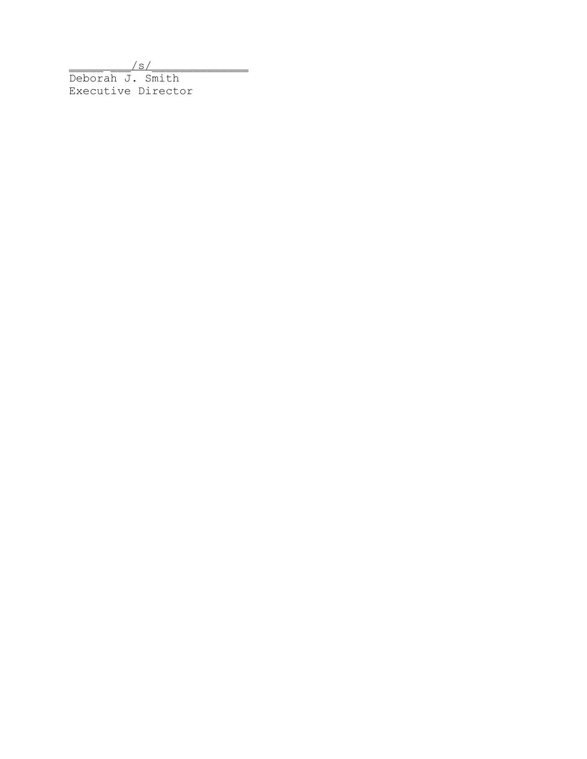______ ___/s/______________
Deborah J. Smith
Executive Director